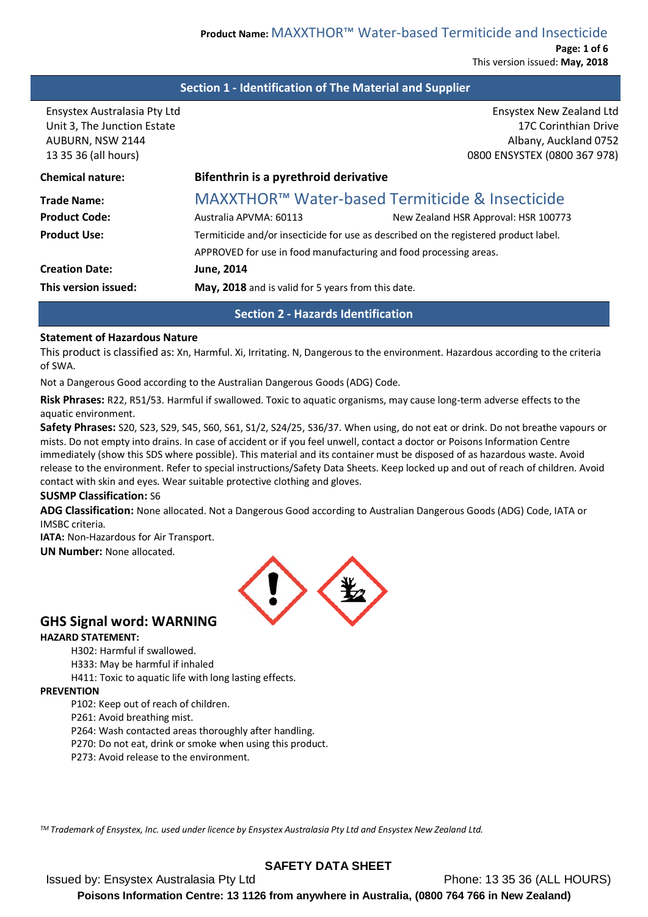## Section 1 - Identification of The Material and Supplier

Ensystex Australasia Pty Ltd
Unit 3, The Junction Estate
AUBURN, NSW 2144
13 35 36 (all hours)

Ensystex New Zealand Ltd
17C Corinthian Drive
Albany, Auckland 0752
0800 ENSYSTEX (0800 367 978)

| | | |
|---|---|---|
| **Chemical nature:** | **Bifenthrin is a pyrethroid derivative** | |
| **Trade Name:** | MAXXTHOR™ Water-based Termiticide & Insecticide | |
| **Product Code:** | Australia APVMA: 60113 | New Zealand HSR Approval: HSR 100773 |
| **Product Use:** | Termiticide and/or insecticide for use as described on the registered product label. APPROVED for use in food manufacturing and food processing areas. | |
| **Creation Date:** | **June, 2014** | |
| **This version issued:** | **May, 2018** and is valid for 5 years from this date. | |

## Section 2 - Hazards Identification

**Statement of Hazardous Nature**

This product is classified as: Xn, Harmful. Xi, Irritating. N, Dangerous to the environment. Hazardous according to the criteria of SWA.

Not a Dangerous Good according to the Australian Dangerous Goods (ADG) Code.

**Risk Phrases:** R22, R51/53. Harmful if swallowed. Toxic to aquatic organisms, may cause long-term adverse effects to the aquatic environment.

**Safety Phrases:** S20, S23, S29, S45, S60, S61, S1/2, S24/25, S36/37. When using, do not eat or drink. Do not breathe vapours or mists. Do not empty into drains. In case of accident or if you feel unwell, contact a doctor or Poisons Information Centre immediately (show this SDS where possible). This material and its container must be disposed of as hazardous waste. Avoid release to the environment. Refer to special instructions/Safety Data Sheets. Keep locked up and out of reach of children. Avoid contact with skin and eyes. Wear suitable protective clothing and gloves.

**SUSMP Classification:** S6

**ADG Classification:** None allocated. Not a Dangerous Good according to Australian Dangerous Goods (ADG) Code, IATA or IMSBC criteria.

**IATA:** Non-Hazardous for Air Transport.

**UN Number:** None allocated.

### GHS Signal word: WARNING

**HAZARD STATEMENT:**

- H302: Harmful if swallowed.
- H333: May be harmful if inhaled
- H411: Toxic to aquatic life with long lasting effects.

**PREVENTION**

- P102: Keep out of reach of children.
- P261: Avoid breathing mist.
- P264: Wash contacted areas thoroughly after handling.
- P270: Do not eat, drink or smoke when using this product.
- P273: Avoid release to the environment.

*TM Trademark of Ensystex, Inc. used under licence by Ensystex Australasia Pty Ltd and Ensystex New Zealand Ltd.*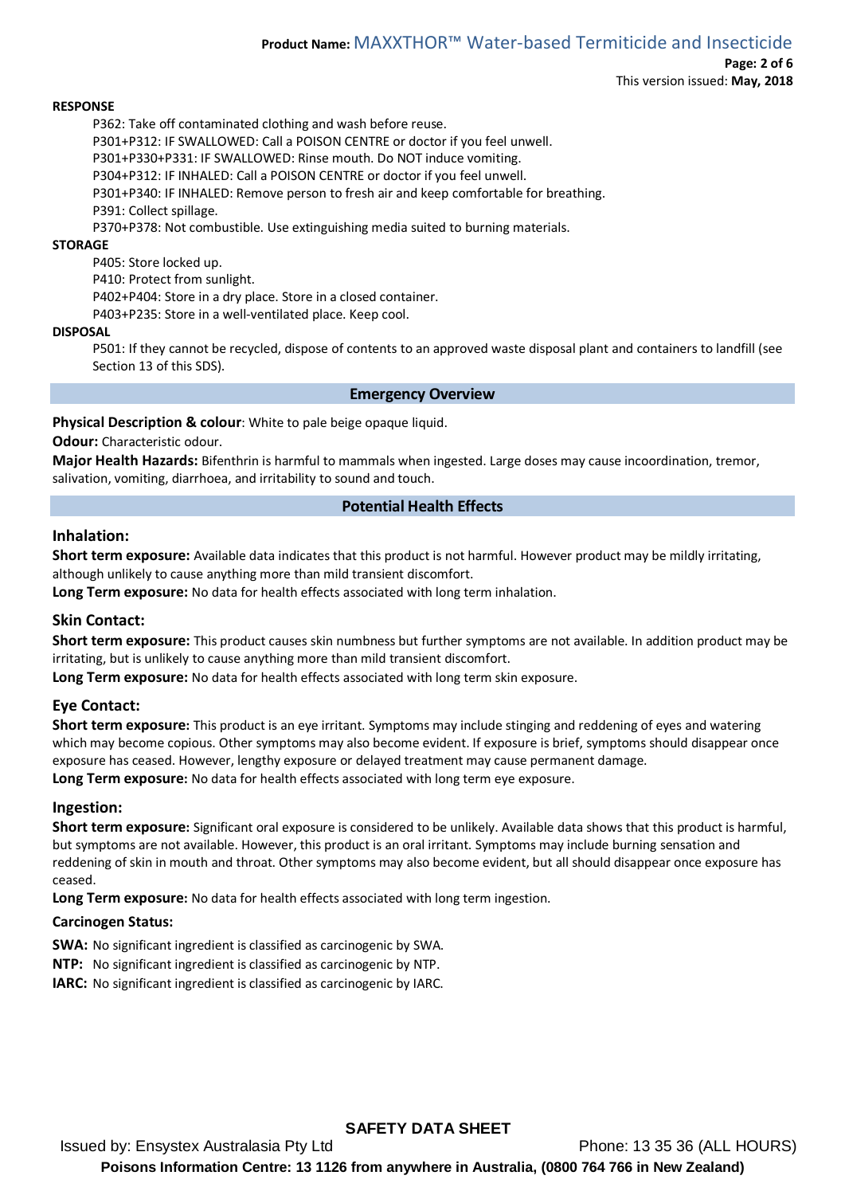**RESPONSE**

P362: Take off contaminated clothing and wash before reuse.
P301+P312: IF SWALLOWED: Call a POISON CENTRE or doctor if you feel unwell.
P301+P330+P331: IF SWALLOWED: Rinse mouth. Do NOT induce vomiting.
P304+P312: IF INHALED: Call a POISON CENTRE or doctor if you feel unwell.
P301+P340: IF INHALED: Remove person to fresh air and keep comfortable for breathing.
P391: Collect spillage.
P370+P378: Not combustible. Use extinguishing media suited to burning materials.

**STORAGE**

P405: Store locked up.
P410: Protect from sunlight.
P402+P404: Store in a dry place. Store in a closed container.
P403+P235: Store in a well-ventilated place. Keep cool.

**DISPOSAL**

P501: If they cannot be recycled, dispose of contents to an approved waste disposal plant and containers to landfill (see Section 13 of this SDS).

## Emergency Overview

**Physical Description & colour**: White to pale beige opaque liquid.

**Odour:** Characteristic odour.

**Major Health Hazards:** Bifenthrin is harmful to mammals when ingested. Large doses may cause incoordination, tremor, salivation, vomiting, diarrhoea, and irritability to sound and touch.

## Potential Health Effects

### Inhalation:

**Short term exposure:** Available data indicates that this product is not harmful. However product may be mildly irritating, although unlikely to cause anything more than mild transient discomfort.

**Long Term exposure:** No data for health effects associated with long term inhalation.

### Skin Contact:

**Short term exposure:** This product causes skin numbness but further symptoms are not available. In addition product may be irritating, but is unlikely to cause anything more than mild transient discomfort.

**Long Term exposure:** No data for health effects associated with long term skin exposure.

### Eye Contact:

**Short term exposure:** This product is an eye irritant. Symptoms may include stinging and reddening of eyes and watering which may become copious. Other symptoms may also become evident. If exposure is brief, symptoms should disappear once exposure has ceased. However, lengthy exposure or delayed treatment may cause permanent damage.

**Long Term exposure:** No data for health effects associated with long term eye exposure.

### Ingestion:

**Short term exposure:** Significant oral exposure is considered to be unlikely. Available data shows that this product is harmful, but symptoms are not available. However, this product is an oral irritant. Symptoms may include burning sensation and reddening of skin in mouth and throat. Other symptoms may also become evident, but all should disappear once exposure has ceased.

**Long Term exposure:** No data for health effects associated with long term ingestion.

**Carcinogen Status:**

**SWA:** No significant ingredient is classified as carcinogenic by SWA.

**NTP:** No significant ingredient is classified as carcinogenic by NTP.

**IARC:** No significant ingredient is classified as carcinogenic by IARC.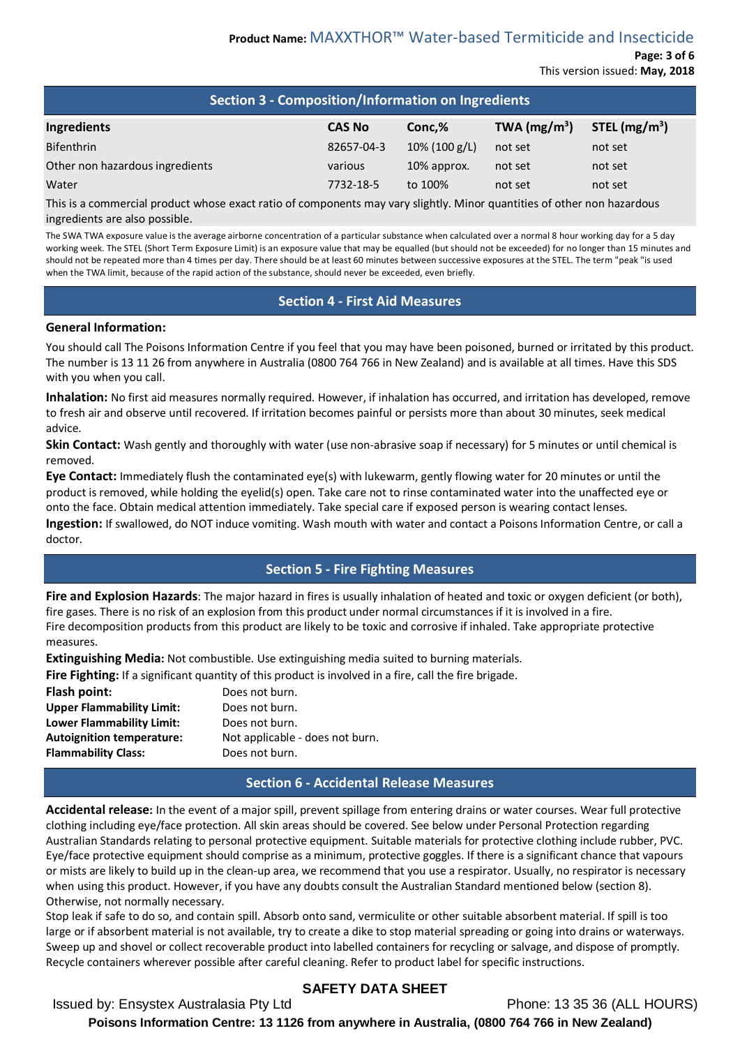## Section 3 - Composition/Information on Ingredients

| Ingredients | CAS No | Conc,% | TWA (mg/m$^3$) | STEL (mg/m$^3$) |
|---|---|---|---|---|
| Bifenthrin | 82657-04-3 | 10% (100 g/L) | not set | not set |
| Other non hazardous ingredients | various | 10% approx. | not set | not set |
| Water | 7732-18-5 | to 100% | not set | not set |

This is a commercial product whose exact ratio of components may vary slightly. Minor quantities of other non hazardous ingredients are also possible.

The SWA TWA exposure value is the average airborne concentration of a particular substance when calculated over a normal 8 hour working day for a 5 day working week. The STEL (Short Term Exposure Limit) is an exposure value that may be equalled (but should not be exceeded) for no longer than 15 minutes and should not be repeated more than 4 times per day. There should be at least 60 minutes between successive exposures at the STEL. The term "peak "is used when the TWA limit, because of the rapid action of the substance, should never be exceeded, even briefly.

## Section 4 - First Aid Measures

**General Information:**

You should call The Poisons Information Centre if you feel that you may have been poisoned, burned or irritated by this product. The number is 13 11 26 from anywhere in Australia (0800 764 766 in New Zealand) and is available at all times. Have this SDS with you when you call.

**Inhalation:** No first aid measures normally required. However, if inhalation has occurred, and irritation has developed, remove to fresh air and observe until recovered. If irritation becomes painful or persists more than about 30 minutes, seek medical advice.

**Skin Contact:** Wash gently and thoroughly with water (use non-abrasive soap if necessary) for 5 minutes or until chemical is removed.

**Eye Contact:** Immediately flush the contaminated eye(s) with lukewarm, gently flowing water for 20 minutes or until the product is removed, while holding the eyelid(s) open. Take care not to rinse contaminated water into the unaffected eye or onto the face. Obtain medical attention immediately. Take special care if exposed person is wearing contact lenses.

**Ingestion:** If swallowed, do NOT induce vomiting. Wash mouth with water and contact a Poisons Information Centre, or call a doctor.

## Section 5 - Fire Fighting Measures

**Fire and Explosion Hazards**: The major hazard in fires is usually inhalation of heated and toxic or oxygen deficient (or both), fire gases. There is no risk of an explosion from this product under normal circumstances if it is involved in a fire.
Fire decomposition products from this product are likely to be toxic and corrosive if inhaled. Take appropriate protective measures.

**Extinguishing Media:** Not combustible. Use extinguishing media suited to burning materials.

**Fire Fighting:** If a significant quantity of this product is involved in a fire, call the fire brigade.

**Flash point:** Does not burn.
**Upper Flammability Limit:** Does not burn.
**Lower Flammability Limit:** Does not burn.
**Autoignition temperature:** Not applicable - does not burn.
**Flammability Class:** Does not burn.

## Section 6 - Accidental Release Measures

**Accidental release:** In the event of a major spill, prevent spillage from entering drains or water courses. Wear full protective clothing including eye/face protection. All skin areas should be covered. See below under Personal Protection regarding Australian Standards relating to personal protective equipment. Suitable materials for protective clothing include rubber, PVC. Eye/face protective equipment should comprise as a minimum, protective goggles. If there is a significant chance that vapours or mists are likely to build up in the clean-up area, we recommend that you use a respirator. Usually, no respirator is necessary when using this product. However, if you have any doubts consult the Australian Standard mentioned below (section 8). Otherwise, not normally necessary.
Stop leak if safe to do so, and contain spill. Absorb onto sand, vermiculite or other suitable absorbent material. If spill is too large or if absorbent material is not available, try to create a dike to stop material spreading or going into drains or waterways. Sweep up and shovel or collect recoverable product into labelled containers for recycling or salvage, and dispose of promptly. Recycle containers wherever possible after careful cleaning. Refer to product label for specific instructions.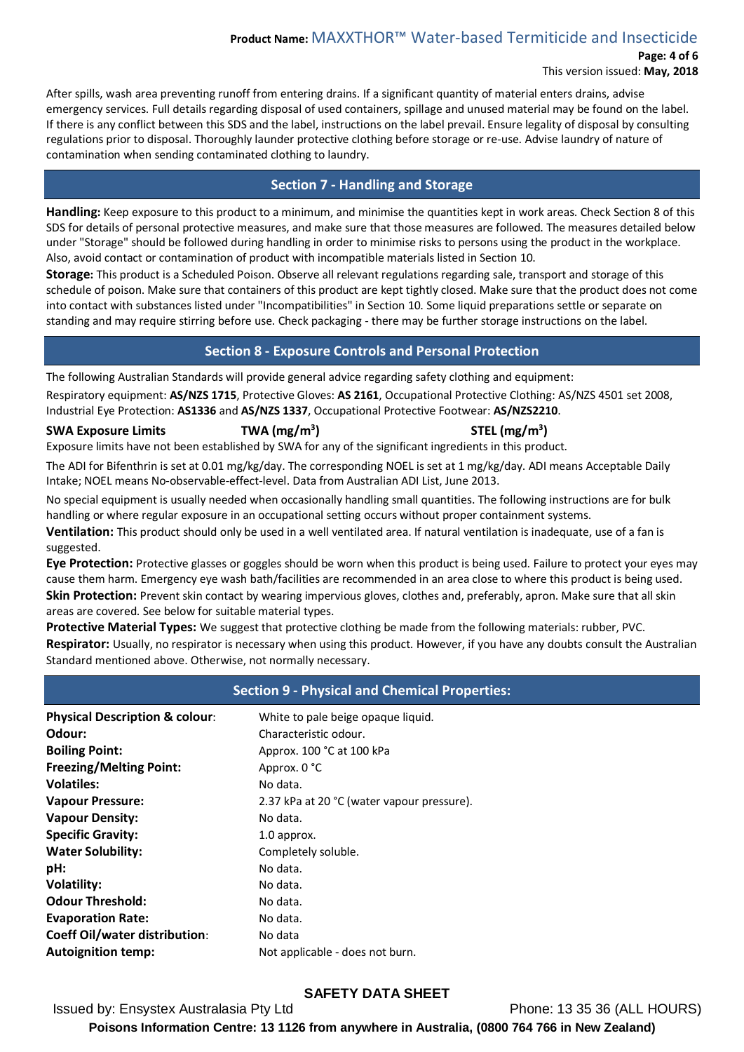After spills, wash area preventing runoff from entering drains. If a significant quantity of material enters drains, advise emergency services. Full details regarding disposal of used containers, spillage and unused material may be found on the label. If there is any conflict between this SDS and the label, instructions on the label prevail. Ensure legality of disposal by consulting regulations prior to disposal. Thoroughly launder protective clothing before storage or re-use. Advise laundry of nature of contamination when sending contaminated clothing to laundry.

## Section 7 - Handling and Storage

**Handling:** Keep exposure to this product to a minimum, and minimise the quantities kept in work areas. Check Section 8 of this SDS for details of personal protective measures, and make sure that those measures are followed. The measures detailed below under "Storage" should be followed during handling in order to minimise risks to persons using the product in the workplace. Also, avoid contact or contamination of product with incompatible materials listed in Section 10.

**Storage:** This product is a Scheduled Poison. Observe all relevant regulations regarding sale, transport and storage of this schedule of poison. Make sure that containers of this product are kept tightly closed. Make sure that the product does not come into contact with substances listed under "Incompatibilities" in Section 10. Some liquid preparations settle or separate on standing and may require stirring before use. Check packaging - there may be further storage instructions on the label.

## Section 8 - Exposure Controls and Personal Protection

The following Australian Standards will provide general advice regarding safety clothing and equipment:

Respiratory equipment: **AS/NZS 1715**, Protective Gloves: **AS 2161**, Occupational Protective Clothing: AS/NZS 4501 set 2008, Industrial Eye Protection: **AS1336** and **AS/NZS 1337**, Occupational Protective Footwear: **AS/NZS2210**.

| SWA Exposure Limits | TWA (mg/m$^3$) | STEL (mg/m$^3$) |
|---|---|---|

Exposure limits have not been established by SWA for any of the significant ingredients in this product.

The ADI for Bifenthrin is set at 0.01 mg/kg/day. The corresponding NOEL is set at 1 mg/kg/day. ADI means Acceptable Daily Intake; NOEL means No-observable-effect-level. Data from Australian ADI List, June 2013.

No special equipment is usually needed when occasionally handling small quantities. The following instructions are for bulk handling or where regular exposure in an occupational setting occurs without proper containment systems.

**Ventilation:** This product should only be used in a well ventilated area. If natural ventilation is inadequate, use of a fan is suggested.

**Eye Protection:** Protective glasses or goggles should be worn when this product is being used. Failure to protect your eyes may cause them harm. Emergency eye wash bath/facilities are recommended in an area close to where this product is being used.

**Skin Protection:** Prevent skin contact by wearing impervious gloves, clothes and, preferably, apron. Make sure that all skin areas are covered. See below for suitable material types.

**Protective Material Types:** We suggest that protective clothing be made from the following materials: rubber, PVC.

**Respirator:** Usually, no respirator is necessary when using this product. However, if you have any doubts consult the Australian Standard mentioned above. Otherwise, not normally necessary.

## Section 9 - Physical and Chemical Properties:

| | |
|---|---|
| **Physical Description & colour**: | White to pale beige opaque liquid. |
| **Odour:** | Characteristic odour. |
| **Boiling Point:** | Approx. 100 °C at 100 kPa |
| **Freezing/Melting Point:** | Approx. 0 °C |
| **Volatiles:** | No data. |
| **Vapour Pressure:** | 2.37 kPa at 20 °C (water vapour pressure). |
| **Vapour Density:** | No data. |
| **Specific Gravity:** | 1.0 approx. |
| **Water Solubility:** | Completely soluble. |
| **pH:** | No data. |
| **Volatility:** | No data. |
| **Odour Threshold:** | No data. |
| **Evaporation Rate:** | No data. |
| **Coeff Oil/water distribution**: | No data |
| **Autoignition temp:** | Not applicable - does not burn. |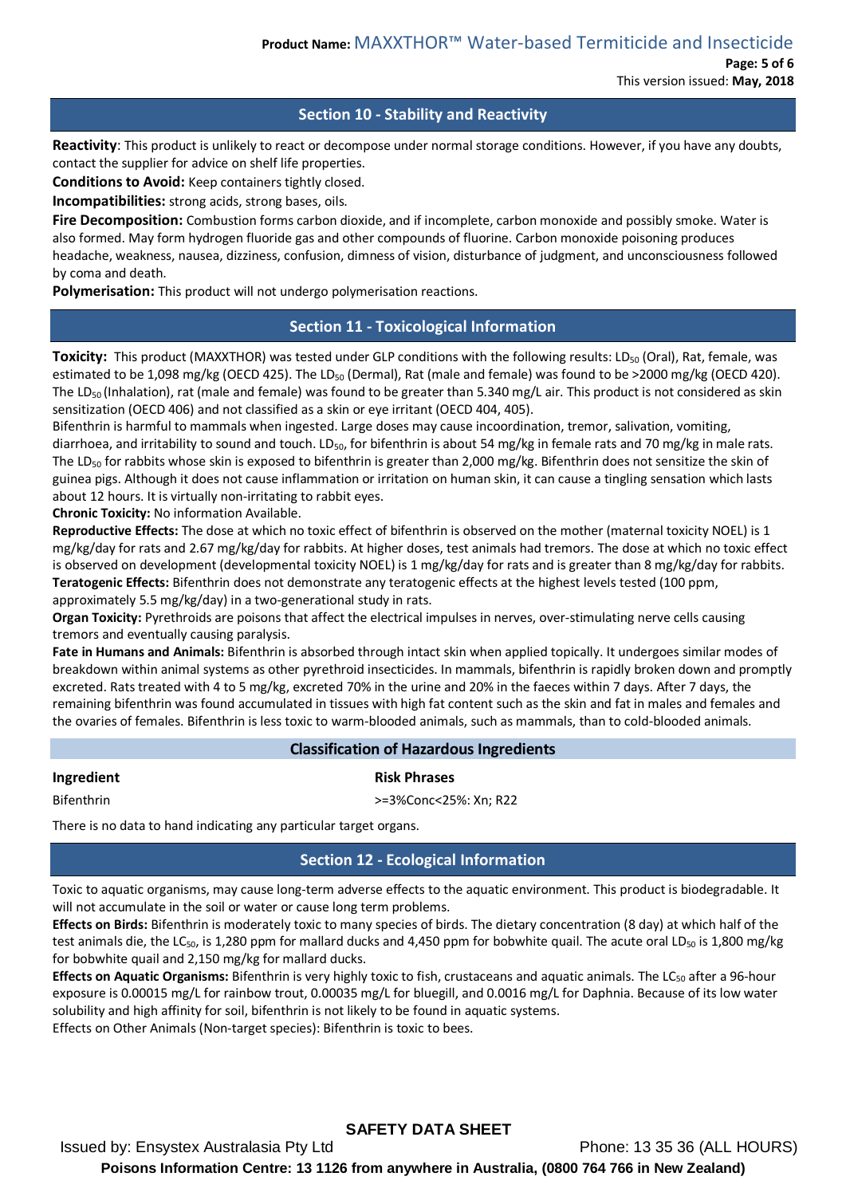## Section 10 - Stability and Reactivity

**Reactivity**: This product is unlikely to react or decompose under normal storage conditions. However, if you have any doubts, contact the supplier for advice on shelf life properties.

**Conditions to Avoid:** Keep containers tightly closed.

**Incompatibilities:** strong acids, strong bases, oils.

**Fire Decomposition:** Combustion forms carbon dioxide, and if incomplete, carbon monoxide and possibly smoke. Water is also formed. May form hydrogen fluoride gas and other compounds of fluorine. Carbon monoxide poisoning produces headache, weakness, nausea, dizziness, confusion, dimness of vision, disturbance of judgment, and unconsciousness followed by coma and death.

**Polymerisation:** This product will not undergo polymerisation reactions.

## Section 11 - Toxicological Information

**Toxicity:** This product (MAXXTHOR) was tested under GLP conditions with the following results: $LD_{50}$ (Oral), Rat, female, was estimated to be 1,098 mg/kg (OECD 425). The $LD_{50}$ (Dermal), Rat (male and female) was found to be >2000 mg/kg (OECD 420). The $LD_{50}$ (Inhalation), rat (male and female) was found to be greater than 5.340 mg/L air. This product is not considered as skin sensitization (OECD 406) and not classified as a skin or eye irritant (OECD 404, 405).

Bifenthrin is harmful to mammals when ingested. Large doses may cause incoordination, tremor, salivation, vomiting, diarrhoea, and irritability to sound and touch. $LD_{50}$, for bifenthrin is about 54 mg/kg in female rats and 70 mg/kg in male rats. The $LD_{50}$ for rabbits whose skin is exposed to bifenthrin is greater than 2,000 mg/kg. Bifenthrin does not sensitize the skin of guinea pigs. Although it does not cause inflammation or irritation on human skin, it can cause a tingling sensation which lasts about 12 hours. It is virtually non-irritating to rabbit eyes.

**Chronic Toxicity:** No information Available.

**Reproductive Effects:** The dose at which no toxic effect of bifenthrin is observed on the mother (maternal toxicity NOEL) is 1 mg/kg/day for rats and 2.67 mg/kg/day for rabbits. At higher doses, test animals had tremors. The dose at which no toxic effect is observed on development (developmental toxicity NOEL) is 1 mg/kg/day for rats and is greater than 8 mg/kg/day for rabbits.

**Teratogenic Effects:** Bifenthrin does not demonstrate any teratogenic effects at the highest levels tested (100 ppm, approximately 5.5 mg/kg/day) in a two-generational study in rats.

**Organ Toxicity:** Pyrethroids are poisons that affect the electrical impulses in nerves, over-stimulating nerve cells causing tremors and eventually causing paralysis.

**Fate in Humans and Animals:** Bifenthrin is absorbed through intact skin when applied topically. It undergoes similar modes of breakdown within animal systems as other pyrethroid insecticides. In mammals, bifenthrin is rapidly broken down and promptly excreted. Rats treated with 4 to 5 mg/kg, excreted 70% in the urine and 20% in the faeces within 7 days. After 7 days, the remaining bifenthrin was found accumulated in tissues with high fat content such as the skin and fat in males and females and the ovaries of females. Bifenthrin is less toxic to warm-blooded animals, such as mammals, than to cold-blooded animals.

### Classification of Hazardous Ingredients

| Ingredient | Risk Phrases |
|---|---|
| Bifenthrin | >=3%Conc<25%: Xn; R22 |

There is no data to hand indicating any particular target organs.

## Section 12 - Ecological Information

Toxic to aquatic organisms, may cause long-term adverse effects to the aquatic environment. This product is biodegradable. It will not accumulate in the soil or water or cause long term problems.

**Effects on Birds:** Bifenthrin is moderately toxic to many species of birds. The dietary concentration (8 day) at which half of the test animals die, the $LC_{50}$, is 1,280 ppm for mallard ducks and 4,450 ppm for bobwhite quail. The acute oral $LD_{50}$ is 1,800 mg/kg for bobwhite quail and 2,150 mg/kg for mallard ducks.

**Effects on Aquatic Organisms:** Bifenthrin is very highly toxic to fish, crustaceans and aquatic animals. The $LC_{50}$ after a 96-hour exposure is 0.00015 mg/L for rainbow trout, 0.00035 mg/L for bluegill, and 0.0016 mg/L for Daphnia. Because of its low water solubility and high affinity for soil, bifenthrin is not likely to be found in aquatic systems.

Effects on Other Animals (Non-target species): Bifenthrin is toxic to bees.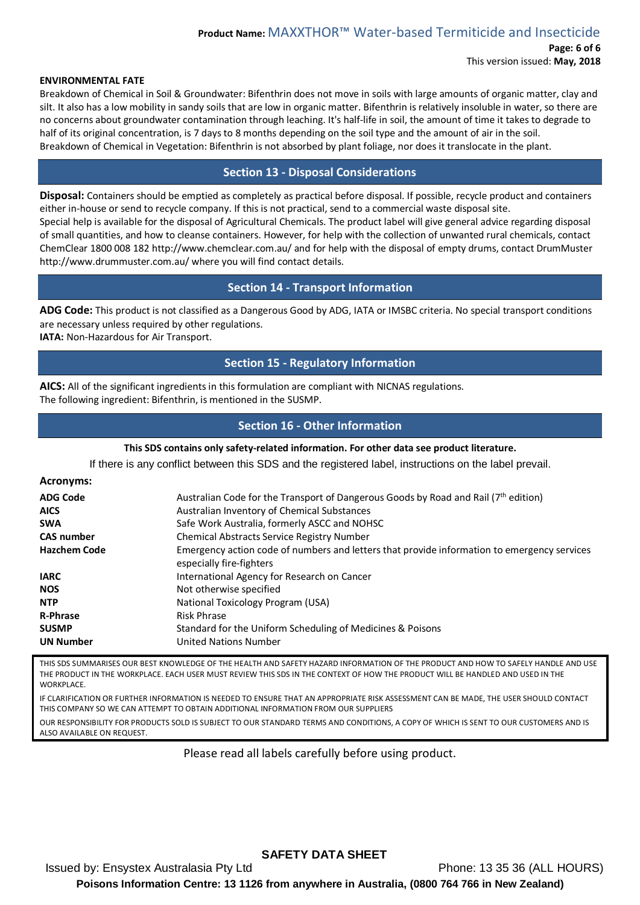**ENVIRONMENTAL FATE**

Breakdown of Chemical in Soil & Groundwater: Bifenthrin does not move in soils with large amounts of organic matter, clay and silt. It also has a low mobility in sandy soils that are low in organic matter. Bifenthrin is relatively insoluble in water, so there are no concerns about groundwater contamination through leaching. It's half-life in soil, the amount of time it takes to degrade to half of its original concentration, is 7 days to 8 months depending on the soil type and the amount of air in the soil.
Breakdown of Chemical in Vegetation: Bifenthrin is not absorbed by plant foliage, nor does it translocate in the plant.

## Section 13 - Disposal Considerations

**Disposal:** Containers should be emptied as completely as practical before disposal. If possible, recycle product and containers either in-house or send to recycle company. If this is not practical, send to a commercial waste disposal site.
Special help is available for the disposal of Agricultural Chemicals. The product label will give general advice regarding disposal of small quantities, and how to cleanse containers. However, for help with the collection of unwanted rural chemicals, contact ChemClear 1800 008 182 http://www.chemclear.com.au/ and for help with the disposal of empty drums, contact DrumMuster http://www.drummuster.com.au/ where you will find contact details.

## Section 14 - Transport Information

**ADG Code:** This product is not classified as a Dangerous Good by ADG, IATA or IMSBC criteria. No special transport conditions are necessary unless required by other regulations.
**IATA:** Non-Hazardous for Air Transport.

## Section 15 - Regulatory Information

**AICS:** All of the significant ingredients in this formulation are compliant with NICNAS regulations.
The following ingredient: Bifenthrin, is mentioned in the SUSMP.

## Section 16 - Other Information

**This SDS contains only safety-related information. For other data see product literature.**

If there is any conflict between this SDS and the registered label, instructions on the label prevail.

**Acronyms:**

| | |
|---|---|
| **ADG Code** | Australian Code for the Transport of Dangerous Goods by Road and Rail (7th edition) |
| **AICS** | Australian Inventory of Chemical Substances |
| **SWA** | Safe Work Australia, formerly ASCC and NOHSC |
| **CAS number** | Chemical Abstracts Service Registry Number |
| **Hazchem Code** | Emergency action code of numbers and letters that provide information to emergency services especially fire-fighters |
| **IARC** | International Agency for Research on Cancer |
| **NOS** | Not otherwise specified |
| **NTP** | National Toxicology Program (USA) |
| **R-Phrase** | Risk Phrase |
| **SUSMP** | Standard for the Uniform Scheduling of Medicines & Poisons |
| **UN Number** | United Nations Number |

THIS SDS SUMMARISES OUR BEST KNOWLEDGE OF THE HEALTH AND SAFETY HAZARD INFORMATION OF THE PRODUCT AND HOW TO SAFELY HANDLE AND USE THE PRODUCT IN THE WORKPLACE. EACH USER MUST REVIEW THIS SDS IN THE CONTEXT OF HOW THE PRODUCT WILL BE HANDLED AND USED IN THE WORKPLACE.

IF CLARIFICATION OR FURTHER INFORMATION IS NEEDED TO ENSURE THAT AN APPROPRIATE RISK ASSESSMENT CAN BE MADE, THE USER SHOULD CONTACT THIS COMPANY SO WE CAN ATTEMPT TO OBTAIN ADDITIONAL INFORMATION FROM OUR SUPPLIERS

OUR RESPONSIBILITY FOR PRODUCTS SOLD IS SUBJECT TO OUR STANDARD TERMS AND CONDITIONS, A COPY OF WHICH IS SENT TO OUR CUSTOMERS AND IS ALSO AVAILABLE ON REQUEST.

Please read all labels carefully before using product.